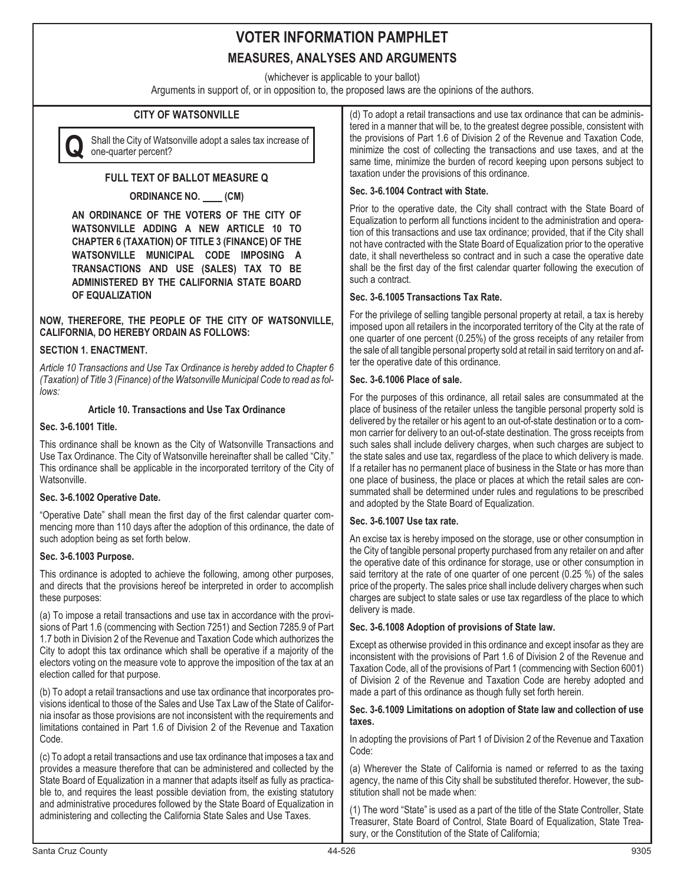# VOTER INFORMATION PAMPHLET

## MEASURES, ANALYSES AND ARGUMENTS

(whichever is applicable to your ballot)

Arguments in support of, or in opposition to, the proposed laws are the opinions of the authors.

### CITY OF WATSONVILLE

**Q** Shall the City of Watsonville adopt a sales tax increase of one-quarter percent?

### FULL TEXT OF BALLOT MEASURE Q

**ORDINANCE NO. ____ (CM)**

**AN ORDINANCE OF THE VOTERS OF THE CITY OF WATSONVILLE ADDING A NEW ARTICLE 10 TO CHAPTER 6 (TAXATION) OF TITLE 3 (FINANCE) OF THE WATSONVILLE MUNICIPAL CODE IMPOSING A TRANSACTIONS AND USE (SALES) TAX TO BE ADMINISTERED BY THE CALIFORNIA STATE BOARD OF EQUALIZATION**

**NOW, THEREFORE, THE PEOPLE OF THE CITY OF WATSONVILLE, CALIFORNIA, DO HEREBY ORDAIN AS FOLLOWS:**

**SECTION 1. ENACTMENT.**

*Article 10 Transactions and Use Tax Ordinance is hereby added to Chapter 6 (Taxation) of Title 3 (Finance) of the Watsonville Municipal Code to read as follows:*

**Article 10. Transactions and Use Tax Ordinance**

**Sec. 3-6.1001 Title.**

This ordinance shall be known as the City of Watsonville Transactions and Use Tax Ordinance. The City of Watsonville hereinafter shall be called "City." This ordinance shall be applicable in the incorporated territory of the City of Watsonville.

**Sec. 3-6.1002 Operative Date.**

"Operative Date" shall mean the first day of the first calendar quarter commencing more than 110 days after the adoption of this ordinance, the date of such adoption being as set forth below.

**Sec. 3-6.1003 Purpose.**

This ordinance is adopted to achieve the following, among other purposes, and directs that the provisions hereof be interpreted in order to accomplish these purposes:

(a) To impose a retail transactions and use tax in accordance with the provisions of Part 1.6 (commencing with Section 7251) and Section 7285.9 of Part 1.7 both in Division 2 of the Revenue and Taxation Code which authorizes the City to adopt this tax ordinance which shall be operative if a majority of the electors voting on the measure vote to approve the imposition of the tax at an election called for that purpose.

(b) To adopt a retail transactions and use tax ordinance that incorporates provisions identical to those of the Sales and Use Tax Law of the State of California insofar as those provisions are not inconsistent with the requirements and limitations contained in Part 1.6 of Division 2 of the Revenue and Taxation Code.

(c) To adopt a retail transactions and use tax ordinance that imposes a tax and provides a measure therefore that can be administered and collected by the State Board of Equalization in a manner that adapts itself as fully as practicable to, and requires the least possible deviation from, the existing statutory and administrative procedures followed by the State Board of Equalization in administering and collecting the California State Sales and Use Taxes.

(d) To adopt a retail transactions and use tax ordinance that can be administered in a manner that will be, to the greatest degree possible, consistent with the provisions of Part 1.6 of Division 2 of the Revenue and Taxation Code, minimize the cost of collecting the transactions and use taxes, and at the same time, minimize the burden of record keeping upon persons subject to taxation under the provisions of this ordinance.

**Sec. 3-6.1004 Contract with State.**

Prior to the operative date, the City shall contract with the State Board of Equalization to perform all functions incident to the administration and operation of this transactions and use tax ordinance; provided, that if the City shall not have contracted with the State Board of Equalization prior to the operative date, it shall nevertheless so contract and in such a case the operative date shall be the first day of the first calendar quarter following the execution of such a contract.

**Sec. 3-6.1005 Transactions Tax Rate.**

For the privilege of selling tangible personal property at retail, a tax is hereby imposed upon all retailers in the incorporated territory of the City at the rate of one quarter of one percent (0.25%) of the gross receipts of any retailer from the sale of all tangible personal property sold at retail in said territory on and after the operative date of this ordinance.

**Sec. 3-6.1006 Place of sale.**

For the purposes of this ordinance, all retail sales are consummated at the place of business of the retailer unless the tangible personal property sold is delivered by the retailer or his agent to an out-of-state destination or to a common carrier for delivery to an out-of-state destination. The gross receipts from such sales shall include delivery charges, when such charges are subject to the state sales and use tax, regardless of the place to which delivery is made. If a retailer has no permanent place of business in the State or has more than one place of business, the place or places at which the retail sales are consummated shall be determined under rules and regulations to be prescribed and adopted by the State Board of Equalization.

**Sec. 3-6.1007 Use tax rate.**

An excise tax is hereby imposed on the storage, use or other consumption in the City of tangible personal property purchased from any retailer on and after the operative date of this ordinance for storage, use or other consumption in said territory at the rate of one quarter of one percent (0.25 %) of the sales price of the property. The sales price shall include delivery charges when such charges are subject to state sales or use tax regardless of the place to which delivery is made.

**Sec. 3-6.1008 Adoption of provisions of State law.**

Except as otherwise provided in this ordinance and except insofar as they are inconsistent with the provisions of Part 1.6 of Division 2 of the Revenue and Taxation Code, all of the provisions of Part 1 (commencing with Section 6001) of Division 2 of the Revenue and Taxation Code are hereby adopted and made a part of this ordinance as though fully set forth herein.

**Sec. 3-6.1009 Limitations on adoption of State law and collection of use taxes.**

In adopting the provisions of Part 1 of Division 2 of the Revenue and Taxation Code:

(a) Wherever the State of California is named or referred to as the taxing agency, the name of this City shall be substituted therefor. However, the substitution shall not be made when:

(1) The word "State" is used as a part of the title of the State Controller, State Treasurer, State Board of Control, State Board of Equalization, State Treasury, or the Constitution of the State of California;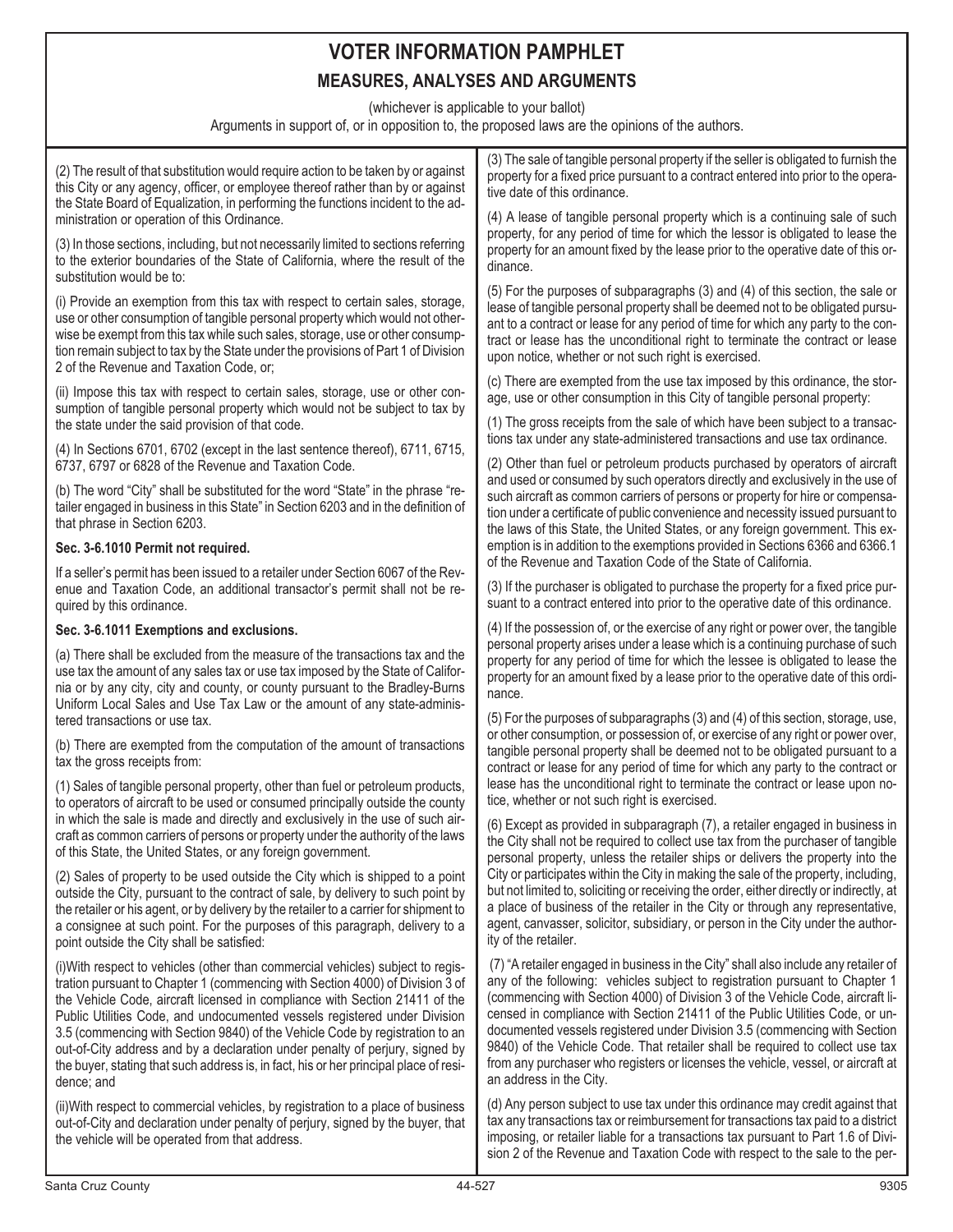# VOTER INFORMATION PAMPHLET

## MEASURES, ANALYSES AND ARGUMENTS

(whichever is applicable to your ballot)

Arguments in support of, or in opposition to, the proposed laws are the opinions of the authors.

(2) The result of that substitution would require action to be taken by or against this City or any agency, officer, or employee thereof rather than by or against the State Board of Equalization, in performing the functions incident to the administration or operation of this Ordinance.

(3) In those sections, including, but not necessarily limited to sections referring to the exterior boundaries of the State of California, where the result of the substitution would be to:

(i) Provide an exemption from this tax with respect to certain sales, storage, use or other consumption of tangible personal property which would not otherwise be exempt from this tax while such sales, storage, use or other consumption remain subject to tax by the State under the provisions of Part 1 of Division 2 of the Revenue and Taxation Code, or;

(ii) Impose this tax with respect to certain sales, storage, use or other consumption of tangible personal property which would not be subject to tax by the state under the said provision of that code.

(4) In Sections 6701, 6702 (except in the last sentence thereof), 6711, 6715, 6737, 6797 or 6828 of the Revenue and Taxation Code.

(b) The word "City" shall be substituted for the word "State" in the phrase "retailer engaged in business in this State" in Section 6203 and in the definition of that phrase in Section 6203.

**Sec. 3-6.1010 Permit not required.**

If a seller's permit has been issued to a retailer under Section 6067 of the Revenue and Taxation Code, an additional transactor's permit shall not be required by this ordinance.

**Sec. 3-6.1011 Exemptions and exclusions.**

(a) There shall be excluded from the measure of the transactions tax and the use tax the amount of any sales tax or use tax imposed by the State of California or by any city, city and county, or county pursuant to the Bradley-Burns Uniform Local Sales and Use Tax Law or the amount of any state-administered transactions or use tax.

(b) There are exempted from the computation of the amount of transactions tax the gross receipts from:

(1) Sales of tangible personal property, other than fuel or petroleum products, to operators of aircraft to be used or consumed principally outside the county in which the sale is made and directly and exclusively in the use of such aircraft as common carriers of persons or property under the authority of the laws of this State, the United States, or any foreign government.

(2) Sales of property to be used outside the City which is shipped to a point outside the City, pursuant to the contract of sale, by delivery to such point by the retailer or his agent, or by delivery by the retailer to a carrier for shipment to a consignee at such point. For the purposes of this paragraph, delivery to a point outside the City shall be satisfied:

(i)With respect to vehicles (other than commercial vehicles) subject to registration pursuant to Chapter 1 (commencing with Section 4000) of Division 3 of the Vehicle Code, aircraft licensed in compliance with Section 21411 of the Public Utilities Code, and undocumented vessels registered under Division 3.5 (commencing with Section 9840) of the Vehicle Code by registration to an out-of-City address and by a declaration under penalty of perjury, signed by the buyer, stating that such address is, in fact, his or her principal place of residence; and

(ii)With respect to commercial vehicles, by registration to a place of business out-of-City and declaration under penalty of perjury, signed by the buyer, that the vehicle will be operated from that address.

(3) The sale of tangible personal property if the seller is obligated to furnish the property for a fixed price pursuant to a contract entered into prior to the operative date of this ordinance.

(4) A lease of tangible personal property which is a continuing sale of such property, for any period of time for which the lessor is obligated to lease the property for an amount fixed by the lease prior to the operative date of this ordinance.

(5) For the purposes of subparagraphs (3) and (4) of this section, the sale or lease of tangible personal property shall be deemed not to be obligated pursuant to a contract or lease for any period of time for which any party to the contract or lease has the unconditional right to terminate the contract or lease upon notice, whether or not such right is exercised.

(c) There are exempted from the use tax imposed by this ordinance, the storage, use or other consumption in this City of tangible personal property:

(1) The gross receipts from the sale of which have been subject to a transactions tax under any state-administered transactions and use tax ordinance.

(2) Other than fuel or petroleum products purchased by operators of aircraft and used or consumed by such operators directly and exclusively in the use of such aircraft as common carriers of persons or property for hire or compensation under a certificate of public convenience and necessity issued pursuant to the laws of this State, the United States, or any foreign government. This exemption is in addition to the exemptions provided in Sections 6366 and 6366.1 of the Revenue and Taxation Code of the State of California.

(3) If the purchaser is obligated to purchase the property for a fixed price pursuant to a contract entered into prior to the operative date of this ordinance.

(4) If the possession of, or the exercise of any right or power over, the tangible personal property arises under a lease which is a continuing purchase of such property for any period of time for which the lessee is obligated to lease the property for an amount fixed by a lease prior to the operative date of this ordinance.

(5) For the purposes of subparagraphs (3) and (4) of this section, storage, use, or other consumption, or possession of, or exercise of any right or power over, tangible personal property shall be deemed not to be obligated pursuant to a contract or lease for any period of time for which any party to the contract or lease has the unconditional right to terminate the contract or lease upon notice, whether or not such right is exercised.

(6) Except as provided in subparagraph (7), a retailer engaged in business in the City shall not be required to collect use tax from the purchaser of tangible personal property, unless the retailer ships or delivers the property into the City or participates within the City in making the sale of the property, including, but not limited to, soliciting or receiving the order, either directly or indirectly, at a place of business of the retailer in the City or through any representative, agent, canvasser, solicitor, subsidiary, or person in the City under the authority of the retailer.

(7) "A retailer engaged in business in the City" shall also include any retailer of any of the following: vehicles subject to registration pursuant to Chapter 1 (commencing with Section 4000) of Division 3 of the Vehicle Code, aircraft licensed in compliance with Section 21411 of the Public Utilities Code, or undocumented vessels registered under Division 3.5 (commencing with Section 9840) of the Vehicle Code. That retailer shall be required to collect use tax from any purchaser who registers or licenses the vehicle, vessel, or aircraft at an address in the City.

(d) Any person subject to use tax under this ordinance may credit against that tax any transactions tax or reimbursement for transactions tax paid to a district imposing, or retailer liable for a transactions tax pursuant to Part 1.6 of Division 2 of the Revenue and Taxation Code with respect to the sale to the per-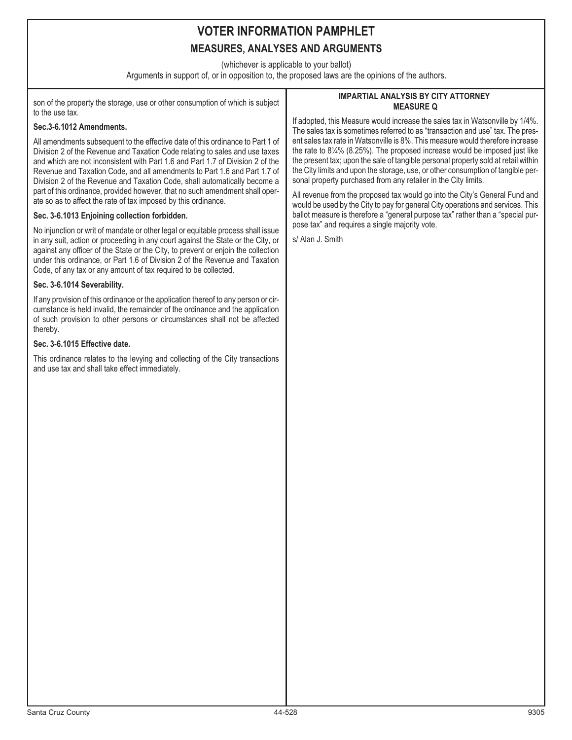# VOTER INFORMATION PAMPHLET

## MEASURES, ANALYSES AND ARGUMENTS

(whichever is applicable to your ballot)

Arguments in support of, or in opposition to, the proposed laws are the opinions of the authors.

son of the property the storage, use or other consumption of which is subject to the use tax.

**Sec.3-6.1012 Amendments.**

All amendments subsequent to the effective date of this ordinance to Part 1 of Division 2 of the Revenue and Taxation Code relating to sales and use taxes and which are not inconsistent with Part 1.6 and Part 1.7 of Division 2 of the Revenue and Taxation Code, and all amendments to Part 1.6 and Part 1.7 of Division 2 of the Revenue and Taxation Code, shall automatically become a part of this ordinance, provided however, that no such amendment shall operate so as to affect the rate of tax imposed by this ordinance.

**Sec. 3-6.1013 Enjoining collection forbidden.**

No injunction or writ of mandate or other legal or equitable process shall issue in any suit, action or proceeding in any court against the State or the City, or against any officer of the State or the City, to prevent or enjoin the collection under this ordinance, or Part 1.6 of Division 2 of the Revenue and Taxation Code, of any tax or any amount of tax required to be collected.

**Sec. 3-6.1014 Severability.**

If any provision of this ordinance or the application thereof to any person or circumstance is held invalid, the remainder of the ordinance and the application of such provision to other persons or circumstances shall not be affected thereby.

**Sec. 3-6.1015 Effective date.**

This ordinance relates to the levying and collecting of the City transactions and use tax and shall take effect immediately.

### IMPARTIAL ANALYSIS BY CITY ATTORNEY MEASURE Q

If adopted, this Measure would increase the sales tax in Watsonville by 1/4%. The sales tax is sometimes referred to as "transaction and use" tax. The present sales tax rate in Watsonville is 8%. This measure would therefore increase the rate to 8¼% (8.25%). The proposed increase would be imposed just like the present tax; upon the sale of tangible personal property sold at retail within the City limits and upon the storage, use, or other consumption of tangible personal property purchased from any retailer in the City limits.

All revenue from the proposed tax would go into the City's General Fund and would be used by the City to pay for general City operations and services. This ballot measure is therefore a "general purpose tax" rather than a "special purpose tax" and requires a single majority vote.

s/ Alan J. Smith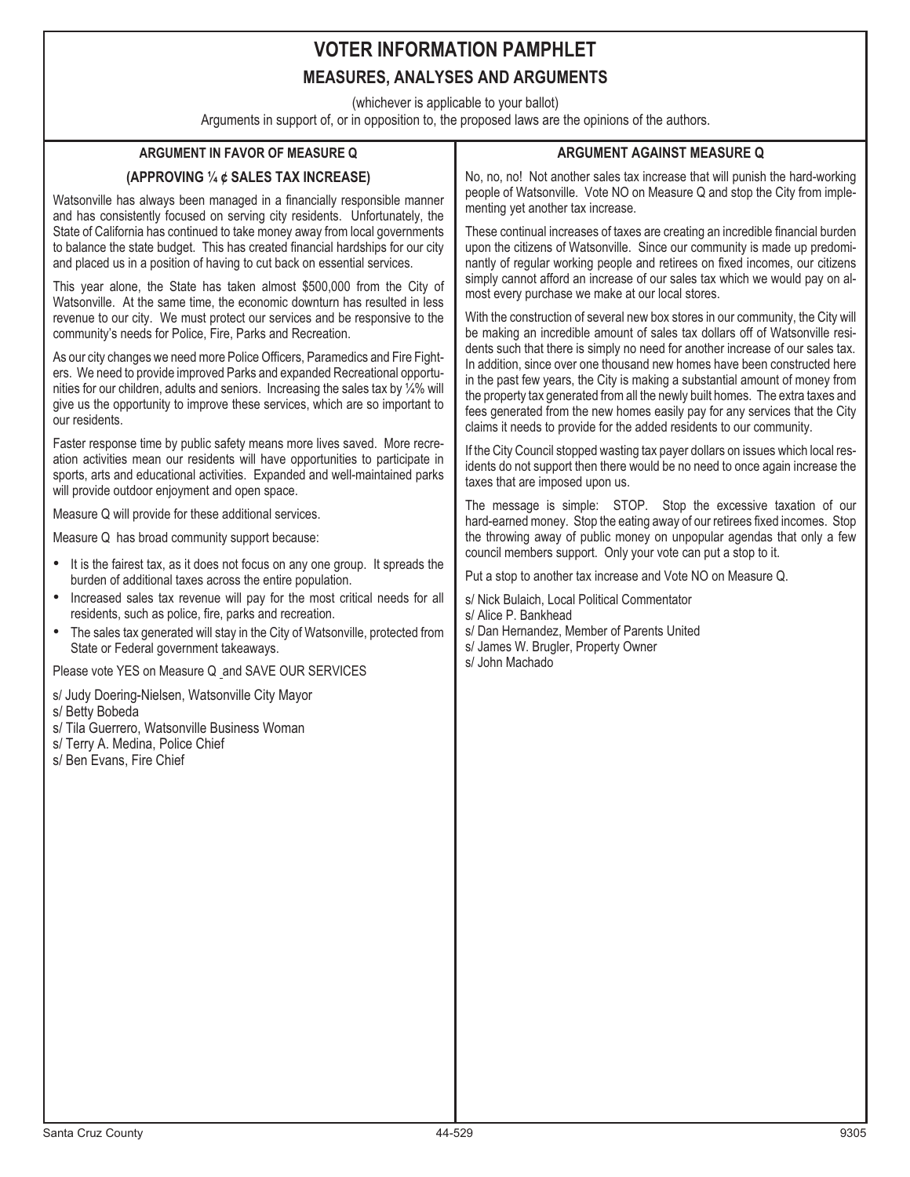# VOTER INFORMATION PAMPHLET

## MEASURES, ANALYSES AND ARGUMENTS

(whichever is applicable to your ballot)

Arguments in support of, or in opposition to, the proposed laws are the opinions of the authors.

### ARGUMENT IN FAVOR OF MEASURE Q

### (APPROVING ¼ ¢ SALES TAX INCREASE)

Watsonville has always been managed in a financially responsible manner and has consistently focused on serving city residents. Unfortunately, the State of California has continued to take money away from local governments to balance the state budget. This has created financial hardships for our city and placed us in a position of having to cut back on essential services.

This year alone, the State has taken almost $500,000 from the City of Watsonville. At the same time, the economic downturn has resulted in less revenue to our city. We must protect our services and be responsive to the community's needs for Police, Fire, Parks and Recreation.

As our city changes we need more Police Officers, Paramedics and Fire Fighters. We need to provide improved Parks and expanded Recreational opportunities for our children, adults and seniors. Increasing the sales tax by ¼% will give us the opportunity to improve these services, which are so important to our residents.

Faster response time by public safety means more lives saved. More recreation activities mean our residents will have opportunities to participate in sports, arts and educational activities. Expanded and well-maintained parks will provide outdoor enjoyment and open space.

Measure Q will provide for these additional services.

Measure Q has broad community support because:

- It is the fairest tax, as it does not focus on any one group. It spreads the burden of additional taxes across the entire population.
- Increased sales tax revenue will pay for the most critical needs for all residents, such as police, fire, parks and recreation.
- The sales tax generated will stay in the City of Watsonville, protected from State or Federal government takeaways.

Please vote YES on Measure Q and SAVE OUR SERVICES

s/ Judy Doering-Nielsen, Watsonville City Mayor
s/ Betty Bobeda
s/ Tila Guerrero, Watsonville Business Woman
s/ Terry A. Medina, Police Chief
s/ Ben Evans, Fire Chief

### ARGUMENT AGAINST MEASURE Q

No, no, no! Not another sales tax increase that will punish the hard-working people of Watsonville. Vote NO on Measure Q and stop the City from implementing yet another tax increase.

These continual increases of taxes are creating an incredible financial burden upon the citizens of Watsonville. Since our community is made up predominantly of regular working people and retirees on fixed incomes, our citizens simply cannot afford an increase of our sales tax which we would pay on almost every purchase we make at our local stores.

With the construction of several new box stores in our community, the City will be making an incredible amount of sales tax dollars off of Watsonville residents such that there is simply no need for another increase of our sales tax. In addition, since over one thousand new homes have been constructed here in the past few years, the City is making a substantial amount of money from the property tax generated from all the newly built homes. The extra taxes and fees generated from the new homes easily pay for any services that the City claims it needs to provide for the added residents to our community.

If the City Council stopped wasting tax payer dollars on issues which local residents do not support then there would be no need to once again increase the taxes that are imposed upon us.

The message is simple: STOP. Stop the excessive taxation of our hard-earned money. Stop the eating away of our retirees fixed incomes. Stop the throwing away of public money on unpopular agendas that only a few council members support. Only your vote can put a stop to it.

Put a stop to another tax increase and Vote NO on Measure Q.

s/ Nick Bulaich, Local Political Commentator
s/ Alice P. Bankhead
s/ Dan Hernandez, Member of Parents United
s/ James W. Brugler, Property Owner
s/ John Machado